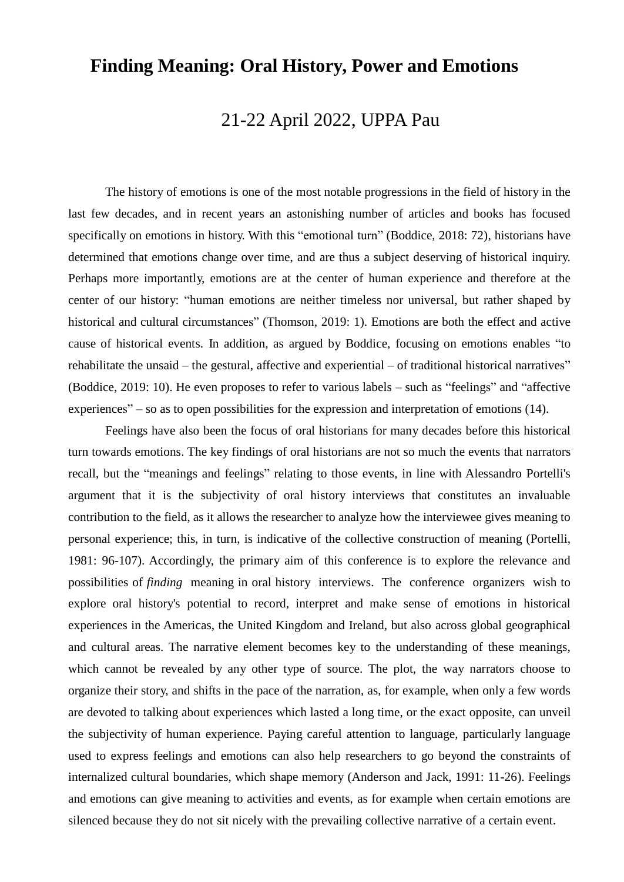# Finding Meaning: Oral History, Power and Emotions

## 21-22 April 2022, UPPA Pau

The history of emotions is one of the most notable progressions in the field of history in the last few decades, and in recent years an astonishing number of articles and books has focused specifically on emotions in history. With this "emotional turn" (Boddice, 2018: 72), historians have determined that emotions change over time, and are thus a subject deserving of historical inquiry. Perhaps more importantly, emotions are at the center of human experience and therefore at the center of our history: "human emotions are neither timeless nor universal, but rather shaped by historical and cultural circumstances" (Thomson, 2019: 1). Emotions are both the effect and active cause of historical events. In addition, as argued by Boddice, focusing on emotions enables "to rehabilitate the unsaid – the gestural, affective and experiential – of traditional historical narratives" (Boddice, 2019: 10). He even proposes to refer to various labels – such as "feelings" and "affective experiences" – so as to open possibilities for the expression and interpretation of emotions (14).

Feelings have also been the focus of oral historians for many decades before this historical turn towards emotions. The key findings of oral historians are not so much the events that narrators recall, but the "meanings and feelings" relating to those events, in line with Alessandro Portelli's argument that it is the subjectivity of oral history interviews that constitutes an invaluable contribution to the field, as it allows the researcher to analyze how the interviewee gives meaning to personal experience; this, in turn, is indicative of the collective construction of meaning (Portelli, 1981: 96-107). Accordingly, the primary aim of this conference is to explore the relevance and possibilities of *finding* meaning in oral history interviews. The conference organizers wish to explore oral history's potential to record, interpret and make sense of emotions in historical experiences in the Americas, the United Kingdom and Ireland, but also across global geographical and cultural areas. The narrative element becomes key to the understanding of these meanings, which cannot be revealed by any other type of source. The plot, the way narrators choose to organize their story, and shifts in the pace of the narration, as, for example, when only a few words are devoted to talking about experiences which lasted a long time, or the exact opposite, can unveil the subjectivity of human experience. Paying careful attention to language, particularly language used to express feelings and emotions can also help researchers to go beyond the constraints of internalized cultural boundaries, which shape memory (Anderson and Jack, 1991: 11-26). Feelings and emotions can give meaning to activities and events, as for example when certain emotions are silenced because they do not sit nicely with the prevailing collective narrative of a certain event.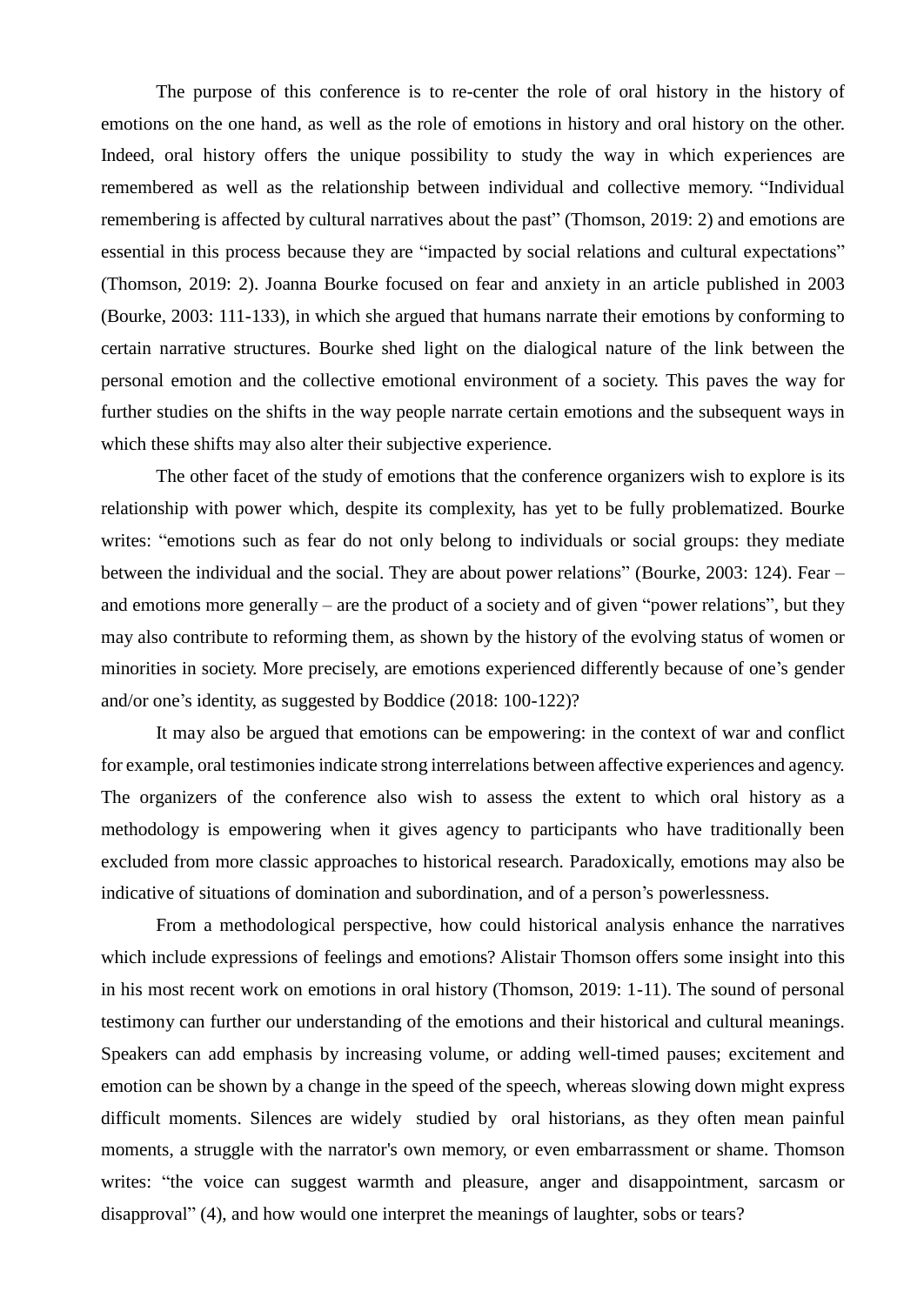The purpose of this conference is to re-center the role of oral history in the history of emotions on the one hand, as well as the role of emotions in history and oral history on the other. Indeed, oral history offers the unique possibility to study the way in which experiences are remembered as well as the relationship between individual and collective memory. "Individual remembering is affected by cultural narratives about the past" (Thomson, 2019: 2) and emotions are essential in this process because they are "impacted by social relations and cultural expectations" (Thomson, 2019: 2). Joanna Bourke focused on fear and anxiety in an article published in 2003 (Bourke, 2003: 111-133), in which she argued that humans narrate their emotions by conforming to certain narrative structures. Bourke shed light on the dialogical nature of the link between the personal emotion and the collective emotional environment of a society. This paves the way for further studies on the shifts in the way people narrate certain emotions and the subsequent ways in which these shifts may also alter their subjective experience.

The other facet of the study of emotions that the conference organizers wish to explore is its relationship with power which, despite its complexity, has yet to be fully problematized. Bourke writes: "emotions such as fear do not only belong to individuals or social groups: they mediate between the individual and the social. They are about power relations" (Bourke, 2003: 124). Fear – and emotions more generally – are the product of a society and of given "power relations", but they may also contribute to reforming them, as shown by the history of the evolving status of women or minorities in society. More precisely, are emotions experienced differently because of one's gender and/or one's identity, as suggested by Boddice (2018: 100-122)?

It may also be argued that emotions can be empowering: in the context of war and conflict for example, oral testimonies indicate strong interrelations between affective experiences and agency. The organizers of the conference also wish to assess the extent to which oral history as a methodology is empowering when it gives agency to participants who have traditionally been excluded from more classic approaches to historical research. Paradoxically, emotions may also be indicative of situations of domination and subordination, and of a person's powerlessness.

From a methodological perspective, how could historical analysis enhance the narratives which include expressions of feelings and emotions? Alistair Thomson offers some insight into this in his most recent work on emotions in oral history (Thomson, 2019: 1-11). The sound of personal testimony can further our understanding of the emotions and their historical and cultural meanings. Speakers can add emphasis by increasing volume, or adding well-timed pauses; excitement and emotion can be shown by a change in the speed of the speech, whereas slowing down might express difficult moments. Silences are widely studied by oral historians, as they often mean painful moments, a struggle with the narrator's own memory, or even embarrassment or shame. Thomson writes: "the voice can suggest warmth and pleasure, anger and disappointment, sarcasm or disapproval" (4), and how would one interpret the meanings of laughter, sobs or tears?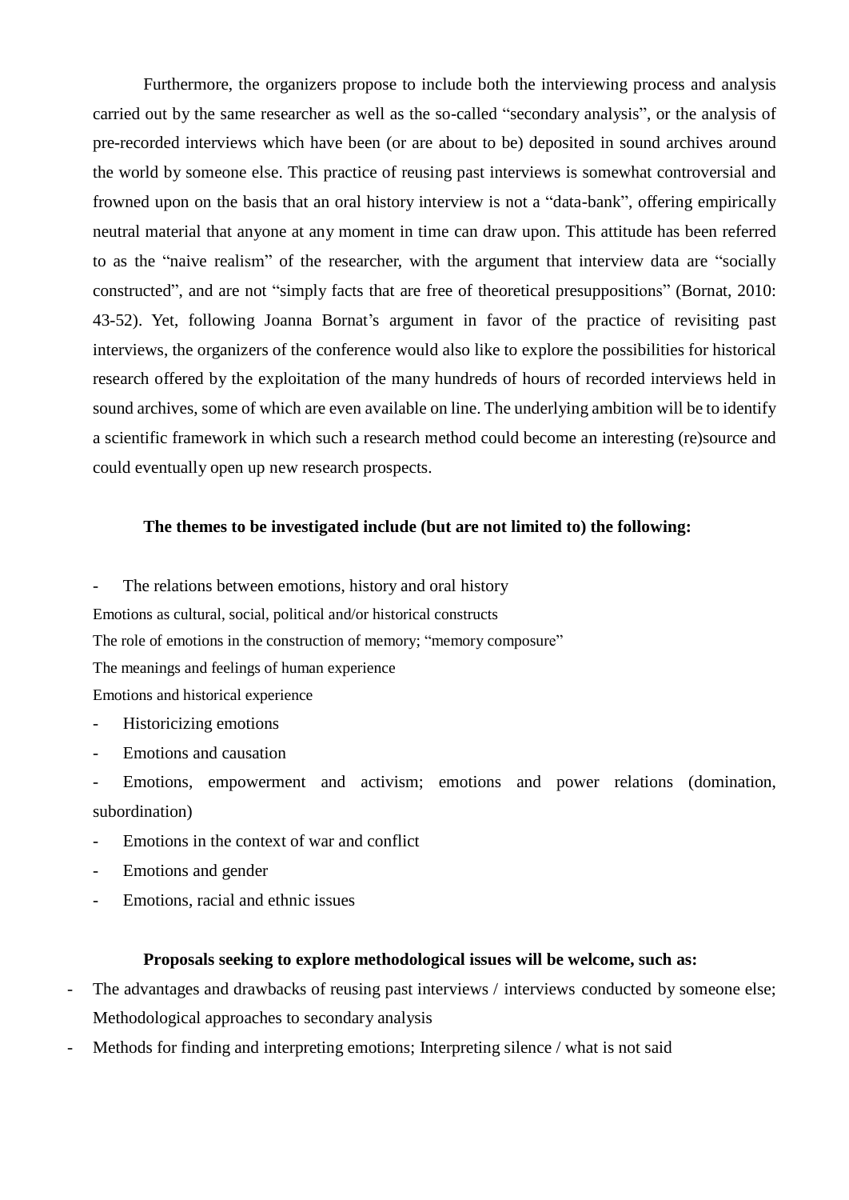Furthermore, the organizers propose to include both the interviewing process and analysis carried out by the same researcher as well as the so-called "secondary analysis", or the analysis of pre-recorded interviews which have been (or are about to be) deposited in sound archives around the world by someone else. This practice of reusing past interviews is somewhat controversial and frowned upon on the basis that an oral history interview is not a "data-bank", offering empirically neutral material that anyone at any moment in time can draw upon. This attitude has been referred to as the "naive realism" of the researcher, with the argument that interview data are "socially constructed", and are not "simply facts that are free of theoretical presuppositions" (Bornat, 2010: 43-52). Yet, following Joanna Bornat's argument in favor of the practice of revisiting past interviews, the organizers of the conference would also like to explore the possibilities for historical research offered by the exploitation of the many hundreds of hours of recorded interviews held in sound archives, some of which are even available on line. The underlying ambition will be to identify a scientific framework in which such a research method could become an interesting (re)source and could eventually open up new research prospects.

**The themes to be investigated include (but are not limited to) the following:**

- The relations between emotions, history and oral history

  Emotions as cultural, social, political and/or historical constructs

  The role of emotions in the construction of memory; "memory composure"

  The meanings and feelings of human experience

  Emotions and historical experience
- Historicizing emotions
- Emotions and causation
- Emotions, empowerment and activism; emotions and power relations (domination, subordination)
- Emotions in the context of war and conflict
- Emotions and gender
- Emotions, racial and ethnic issues

**Proposals seeking to explore methodological issues will be welcome, such as:**

- The advantages and drawbacks of reusing past interviews / interviews conducted by someone else; Methodological approaches to secondary analysis
- Methods for finding and interpreting emotions; Interpreting silence / what is not said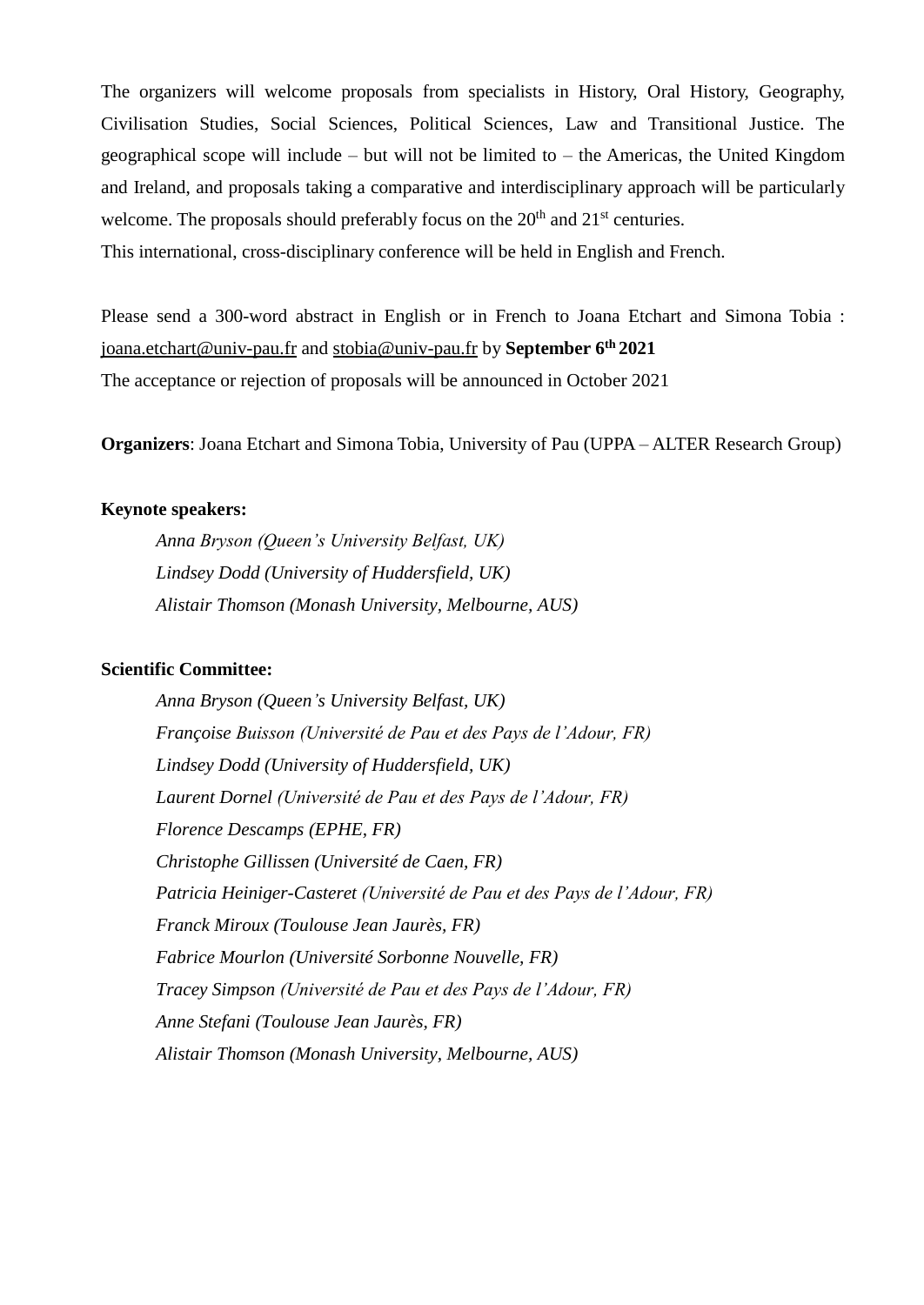The organizers will welcome proposals from specialists in History, Oral History, Geography, Civilisation Studies, Social Sciences, Political Sciences, Law and Transitional Justice. The geographical scope will include – but will not be limited to – the Americas, the United Kingdom and Ireland, and proposals taking a comparative and interdisciplinary approach will be particularly welcome. The proposals should preferably focus on the 20th and 21st centuries.
This international, cross-disciplinary conference will be held in English and French.

Please send a 300-word abstract in English or in French to Joana Etchart and Simona Tobia : joana.etchart@univ-pau.fr and stobia@univ-pau.fr by **September 6th 2021**
The acceptance or rejection of proposals will be announced in October 2021

**Organizers**: Joana Etchart and Simona Tobia, University of Pau (UPPA – ALTER Research Group)

**Keynote speakers:**

*Anna Bryson (Queen's University Belfast, UK)*
*Lindsey Dodd (University of Huddersfield, UK)*
*Alistair Thomson (Monash University, Melbourne, AUS)*

**Scientific Committee:**

*Anna Bryson (Queen's University Belfast, UK)*
*Françoise Buisson (Université de Pau et des Pays de l'Adour, FR)*
*Lindsey Dodd (University of Huddersfield, UK)*
*Laurent Dornel (Université de Pau et des Pays de l'Adour, FR)*
*Florence Descamps (EPHE, FR)*
*Christophe Gillissen (Université de Caen, FR)*
*Patricia Heiniger-Casteret (Université de Pau et des Pays de l'Adour, FR)*
*Franck Miroux (Toulouse Jean Jaurès, FR)*
*Fabrice Mourlon (Université Sorbonne Nouvelle, FR)*
*Tracey Simpson (Université de Pau et des Pays de l'Adour, FR)*
*Anne Stefani (Toulouse Jean Jaurès, FR)*
*Alistair Thomson (Monash University, Melbourne, AUS)*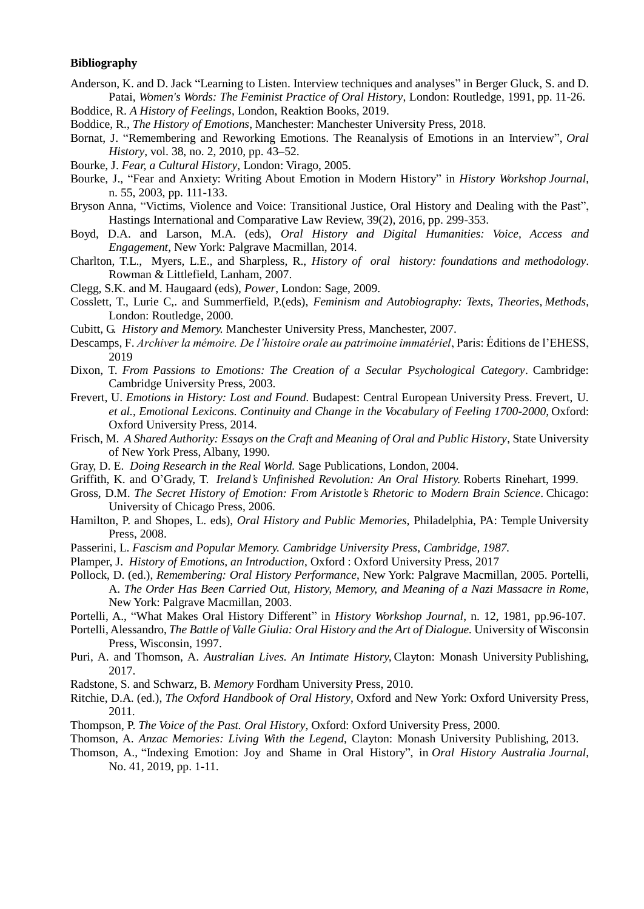**Bibliography**

Anderson, K. and D. Jack "Learning to Listen. Interview techniques and analyses" in Berger Gluck, S. and D. Patai, *Women's Words: The Feminist Practice of Oral History*, London: Routledge, 1991, pp. 11-26.

Boddice, R. *A History of Feelings*, London, Reaktion Books, 2019.

Boddice, R., *The History of Emotions*, Manchester: Manchester University Press, 2018.

Bornat, J. "Remembering and Reworking Emotions. The Reanalysis of Emotions in an Interview", *Oral History*, vol. 38, no. 2, 2010, pp. 43–52.

Bourke, J. *Fear, a Cultural History*, London: Virago, 2005.

Bourke, J., "Fear and Anxiety: Writing About Emotion in Modern History" in *History Workshop Journal*, n. 55, 2003, pp. 111-133.

Bryson Anna, "Victims, Violence and Voice: Transitional Justice, Oral History and Dealing with the Past", Hastings International and Comparative Law Review, 39(2), 2016, pp. 299-353.

Boyd, D.A. and Larson, M.A. (eds), *Oral History and Digital Humanities: Voice, Access and Engagement*, New York: Palgrave Macmillan, 2014.

Charlton, T.L., Myers, L.E., and Sharpless, R., *History of oral history: foundations and methodology*. Rowman & Littlefield, Lanham, 2007.

Clegg, S.K. and M. Haugaard (eds), *Power*, London: Sage, 2009.

Cosslett, T., Lurie C,. and Summerfield, P.(eds), *Feminism and Autobiography: Texts, Theories, Methods*, London: Routledge, 2000.

Cubitt, G. *History and Memory.* Manchester University Press, Manchester, 2007.

Descamps, F. *Archiver la mémoire. De l'histoire orale au patrimoine immatériel*, Paris: Éditions de l'EHESS, 2019

Dixon, T. *From Passions to Emotions: The Creation of a Secular Psychological Category*. Cambridge: Cambridge University Press, 2003.

Frevert, U. *Emotions in History: Lost and Found.* Budapest: Central European University Press. Frevert, U. *et al.*, *Emotional Lexicons. Continuity and Change in the Vocabulary of Feeling 1700-2000*, Oxford: Oxford University Press, 2014.

Frisch, M. *A Shared Authority: Essays on the Craft and Meaning of Oral and Public History*, State University of New York Press, Albany, 1990.

Gray, D. E. *Doing Research in the Real World.* Sage Publications, London, 2004.

Griffith, K. and O'Grady, T. *Ireland's Unfinished Revolution: An Oral History.* Roberts Rinehart, 1999.

Gross, D.M. *The Secret History of Emotion: From Aristotle's Rhetoric to Modern Brain Science*. Chicago: University of Chicago Press, 2006.

Hamilton, P. and Shopes, L. eds), *Oral History and Public Memories,* Philadelphia, PA: Temple University Press, 2008.

Passerini, L. *Fascism and Popular Memory. Cambridge University Press, Cambridge, 1987.*

Plamper, J. *History of Emotions, an Introduction*, Oxford : Oxford University Press, 2017

Pollock, D. (ed.), *Remembering: Oral History Performance*, New York: Palgrave Macmillan, 2005. Portelli, A. *The Order Has Been Carried Out, History, Memory, and Meaning of a Nazi Massacre in Rome*, New York: Palgrave Macmillan, 2003.

Portelli, A., "What Makes Oral History Different" in *History Workshop Journal*, n. 12, 1981, pp.96-107.

Portelli, Alessandro, *The Battle of Valle Giulia: Oral History and the Art of Dialogue.* University of Wisconsin Press, Wisconsin, 1997.

Puri, A. and Thomson, A. *Australian Lives. An Intimate History,* Clayton: Monash University Publishing, 2017.

Radstone, S. and Schwarz, B. *Memory* Fordham University Press, 2010.

Ritchie, D.A. (ed.), *The Oxford Handbook of Oral History*, Oxford and New York: Oxford University Press, 2011.

Thompson, P. *The Voice of the Past. Oral History*, Oxford: Oxford University Press, 2000.

Thomson, A. *Anzac Memories: Living With the Legend*, Clayton: Monash University Publishing, 2013.

Thomson, A., "Indexing Emotion: Joy and Shame in Oral History", in *Oral History Australia Journal*, No. 41, 2019, pp. 1-11.